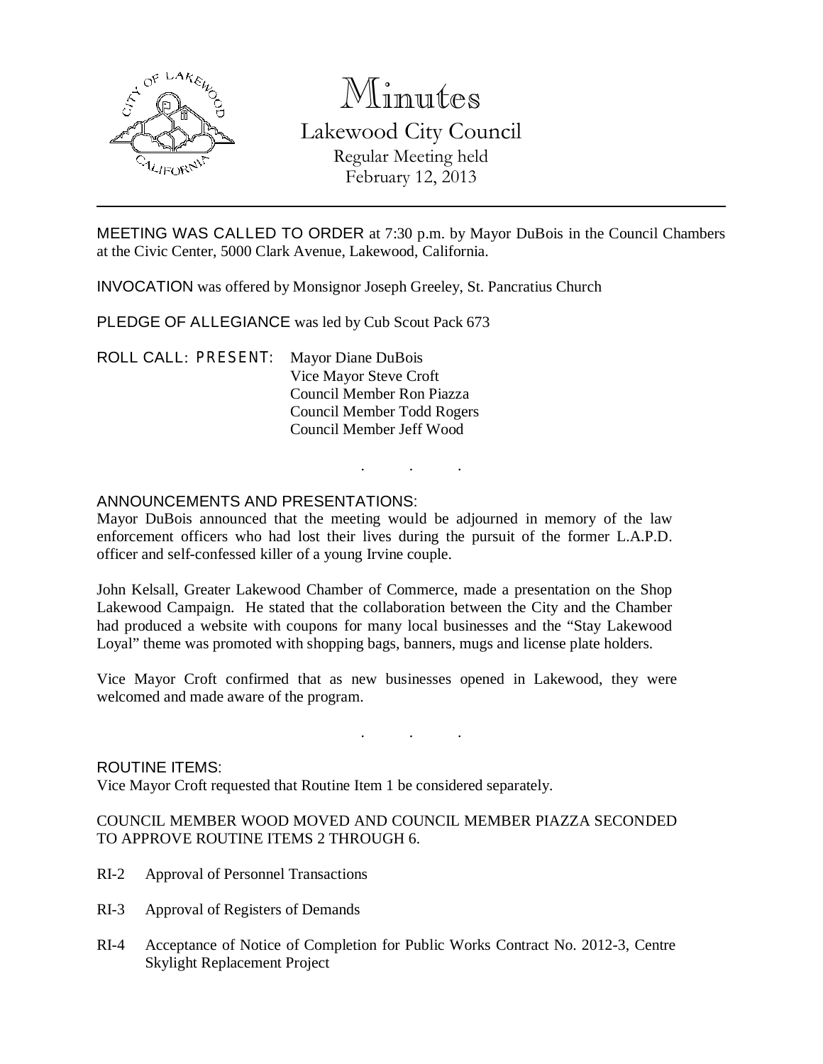# Minutes

## Lakewood City Council

Regular Meeting held
February 12, 2013

---

MEETING WAS CALLED TO ORDER at 7:30 p.m. by Mayor DuBois in the Council Chambers at the Civic Center, 5000 Clark Avenue, Lakewood, California.

INVOCATION was offered by Monsignor Joseph Greeley, St. Pancratius Church

PLEDGE OF ALLEGIANCE was led by Cub Scout Pack 673

ROLL CALL: PRESENT:
Mayor Diane DuBois
Vice Mayor Steve Croft
Council Member Ron Piazza
Council Member Todd Rogers
Council Member Jeff Wood

. . .

ANNOUNCEMENTS AND PRESENTATIONS:

Mayor DuBois announced that the meeting would be adjourned in memory of the law enforcement officers who had lost their lives during the pursuit of the former L.A.P.D. officer and self-confessed killer of a young Irvine couple.

John Kelsall, Greater Lakewood Chamber of Commerce, made a presentation on the Shop Lakewood Campaign. He stated that the collaboration between the City and the Chamber had produced a website with coupons for many local businesses and the "Stay Lakewood Loyal" theme was promoted with shopping bags, banners, mugs and license plate holders.

Vice Mayor Croft confirmed that as new businesses opened in Lakewood, they were welcomed and made aware of the program.

. . .

ROUTINE ITEMS:

Vice Mayor Croft requested that Routine Item 1 be considered separately.

COUNCIL MEMBER WOOD MOVED AND COUNCIL MEMBER PIAZZA SECONDED TO APPROVE ROUTINE ITEMS 2 THROUGH 6.

RI-2 Approval of Personnel Transactions

RI-3 Approval of Registers of Demands

RI-4 Acceptance of Notice of Completion for Public Works Contract No. 2012-3, Centre Skylight Replacement Project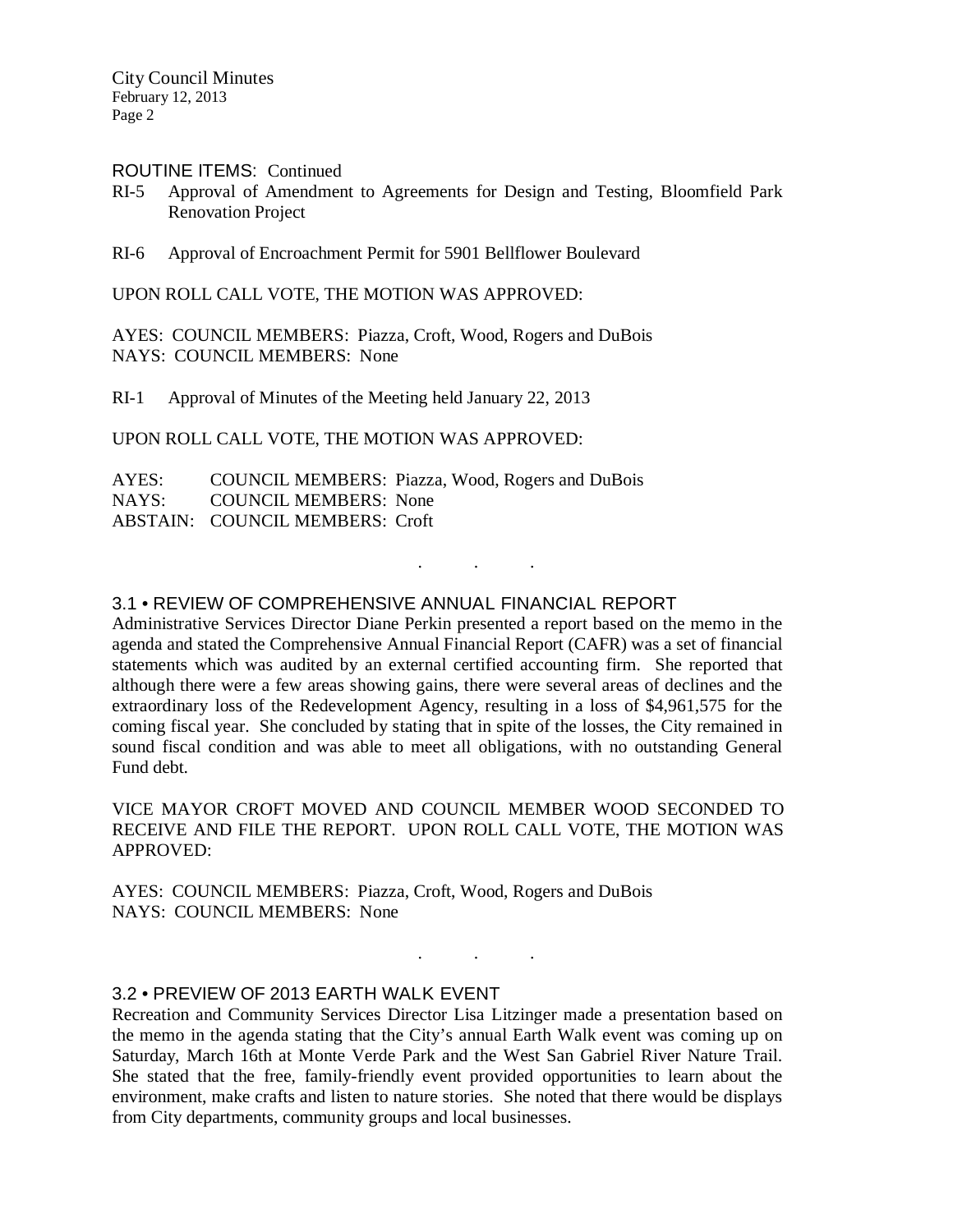ROUTINE ITEMS: Continued

RI-5 Approval of Amendment to Agreements for Design and Testing, Bloomfield Park Renovation Project

RI-6 Approval of Encroachment Permit for 5901 Bellflower Boulevard

UPON ROLL CALL VOTE, THE MOTION WAS APPROVED:

AYES: COUNCIL MEMBERS: Piazza, Croft, Wood, Rogers and DuBois
NAYS: COUNCIL MEMBERS: None

RI-1 Approval of Minutes of the Meeting held January 22, 2013

UPON ROLL CALL VOTE, THE MOTION WAS APPROVED:

AYES: COUNCIL MEMBERS: Piazza, Wood, Rogers and DuBois
NAYS: COUNCIL MEMBERS: None
ABSTAIN: COUNCIL MEMBERS: Croft

. . .

## 3.1 • REVIEW OF COMPREHENSIVE ANNUAL FINANCIAL REPORT

Administrative Services Director Diane Perkin presented a report based on the memo in the agenda and stated the Comprehensive Annual Financial Report (CAFR) was a set of financial statements which was audited by an external certified accounting firm. She reported that although there were a few areas showing gains, there were several areas of declines and the extraordinary loss of the Redevelopment Agency, resulting in a loss of $4,961,575 for the coming fiscal year. She concluded by stating that in spite of the losses, the City remained in sound fiscal condition and was able to meet all obligations, with no outstanding General Fund debt.

VICE MAYOR CROFT MOVED AND COUNCIL MEMBER WOOD SECONDED TO RECEIVE AND FILE THE REPORT. UPON ROLL CALL VOTE, THE MOTION WAS APPROVED:

AYES: COUNCIL MEMBERS: Piazza, Croft, Wood, Rogers and DuBois
NAYS: COUNCIL MEMBERS: None

. . .

## 3.2 • PREVIEW OF 2013 EARTH WALK EVENT

Recreation and Community Services Director Lisa Litzinger made a presentation based on the memo in the agenda stating that the City's annual Earth Walk event was coming up on Saturday, March 16th at Monte Verde Park and the West San Gabriel River Nature Trail. She stated that the free, family-friendly event provided opportunities to learn about the environment, make crafts and listen to nature stories. She noted that there would be displays from City departments, community groups and local businesses.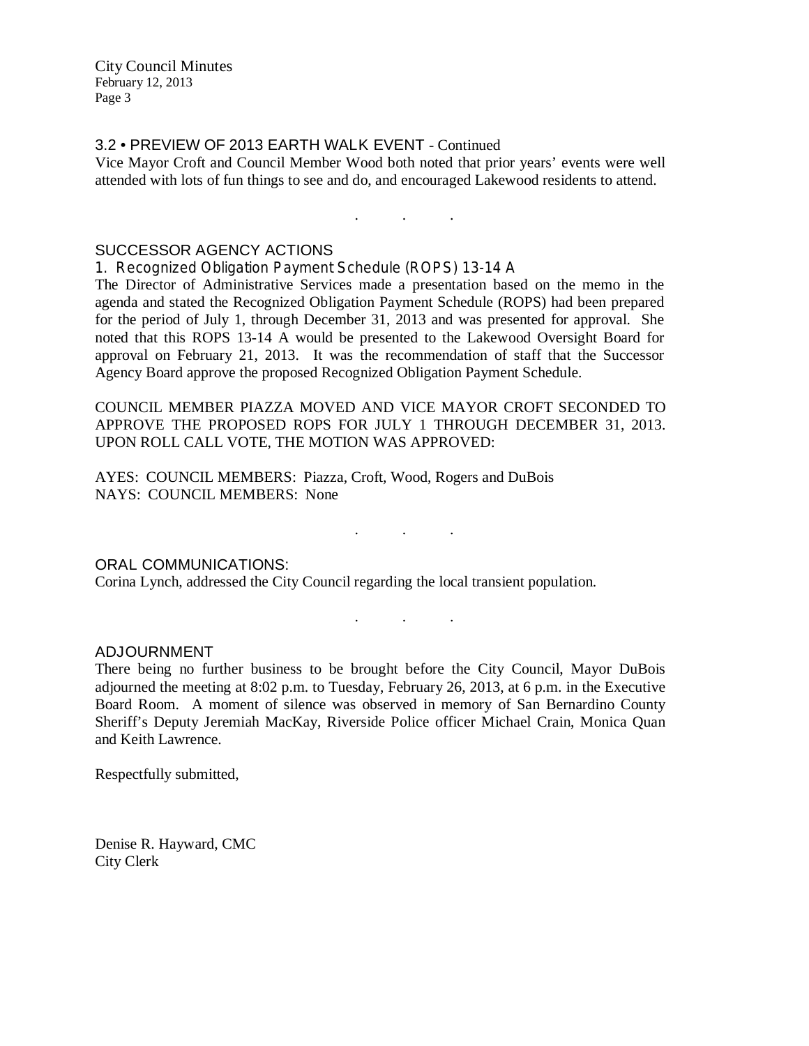### 3.2 • PREVIEW OF 2013 EARTH WALK EVENT - Continued

Vice Mayor Croft and Council Member Wood both noted that prior years' events were well attended with lots of fun things to see and do, and encouraged Lakewood residents to attend.

. . .

### SUCCESSOR AGENCY ACTIONS

#### 1. Recognized Obligation Payment Schedule (ROPS) 13-14 A

The Director of Administrative Services made a presentation based on the memo in the agenda and stated the Recognized Obligation Payment Schedule (ROPS) had been prepared for the period of July 1, through December 31, 2013 and was presented for approval. She noted that this ROPS 13-14 A would be presented to the Lakewood Oversight Board for approval on February 21, 2013. It was the recommendation of staff that the Successor Agency Board approve the proposed Recognized Obligation Payment Schedule.

COUNCIL MEMBER PIAZZA MOVED AND VICE MAYOR CROFT SECONDED TO APPROVE THE PROPOSED ROPS FOR JULY 1 THROUGH DECEMBER 31, 2013. UPON ROLL CALL VOTE, THE MOTION WAS APPROVED:

AYES: COUNCIL MEMBERS: Piazza, Croft, Wood, Rogers and DuBois
NAYS: COUNCIL MEMBERS: None

. . .

### ORAL COMMUNICATIONS:

Corina Lynch, addressed the City Council regarding the local transient population.

. . .

### ADJOURNMENT

There being no further business to be brought before the City Council, Mayor DuBois adjourned the meeting at 8:02 p.m. to Tuesday, February 26, 2013, at 6 p.m. in the Executive Board Room. A moment of silence was observed in memory of San Bernardino County Sheriff's Deputy Jeremiah MacKay, Riverside Police officer Michael Crain, Monica Quan and Keith Lawrence.

Respectfully submitted,

Denise R. Hayward, CMC
City Clerk